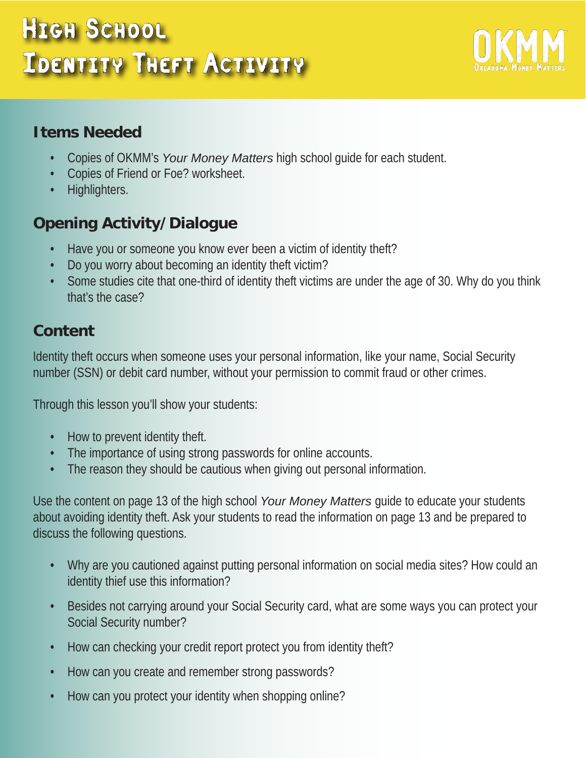# High School Identity Theft Activity

OKMM
Oklahoma Money Matters

## Items Needed

- Copies of OKMM's *Your Money Matters* high school guide for each student.
- Copies of Friend or Foe? worksheet.
- Highlighters.

## Opening Activity/Dialogue

- Have you or someone you know ever been a victim of identity theft?
- Do you worry about becoming an identity theft victim?
- Some studies cite that one-third of identity theft victims are under the age of 30. Why do you think that's the case?

## Content

Identity theft occurs when someone uses your personal information, like your name, Social Security number (SSN) or debit card number, without your permission to commit fraud or other crimes.

Through this lesson you'll show your students:

- How to prevent identity theft.
- The importance of using strong passwords for online accounts.
- The reason they should be cautious when giving out personal information.

Use the content on page 13 of the high school *Your Money Matters* guide to educate your students about avoiding identity theft. Ask your students to read the information on page 13 and be prepared to discuss the following questions.

- Why are you cautioned against putting personal information on social media sites? How could an identity thief use this information?
- Besides not carrying around your Social Security card, what are some ways you can protect your Social Security number?
- How can checking your credit report protect you from identity theft?
- How can you create and remember strong passwords?
- How can you protect your identity when shopping online?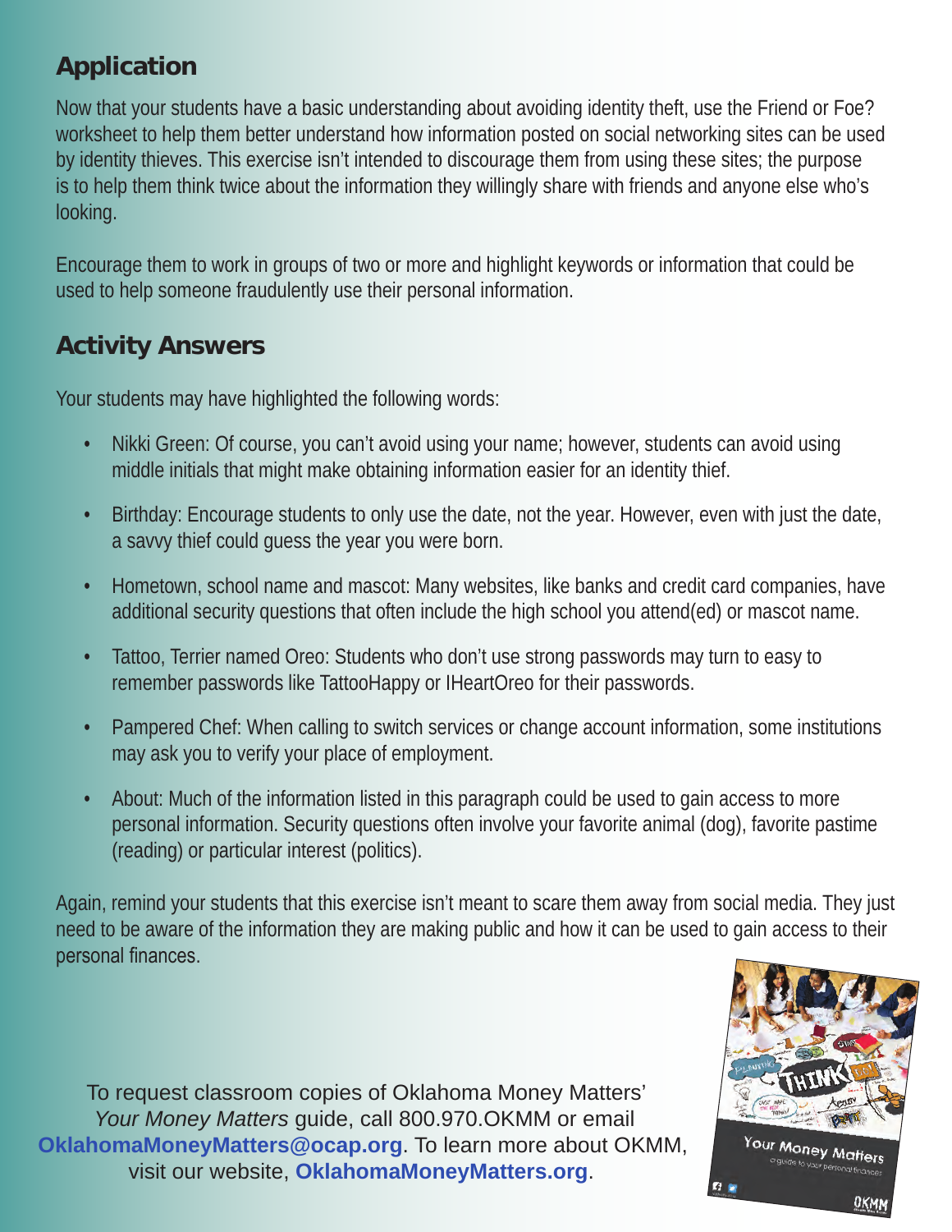## Application

Now that your students have a basic understanding about avoiding identity theft, use the Friend or Foe? worksheet to help them better understand how information posted on social networking sites can be used by identity thieves. This exercise isn't intended to discourage them from using these sites; the purpose is to help them think twice about the information they willingly share with friends and anyone else who's looking.

Encourage them to work in groups of two or more and highlight keywords or information that could be used to help someone fraudulently use their personal information.

## Activity Answers

Your students may have highlighted the following words:

- Nikki Green: Of course, you can't avoid using your name; however, students can avoid using middle initials that might make obtaining information easier for an identity thief.
- Birthday: Encourage students to only use the date, not the year. However, even with just the date, a savvy thief could guess the year you were born.
- Hometown, school name and mascot: Many websites, like banks and credit card companies, have additional security questions that often include the high school you attend(ed) or mascot name.
- Tattoo, Terrier named Oreo: Students who don't use strong passwords may turn to easy to remember passwords like TattooHappy or IHeartOreo for their passwords.
- Pampered Chef: When calling to switch services or change account information, some institutions may ask you to verify your place of employment.
- About: Much of the information listed in this paragraph could be used to gain access to more personal information. Security questions often involve your favorite animal (dog), favorite pastime (reading) or particular interest (politics).

Again, remind your students that this exercise isn't meant to scare them away from social media. They just need to be aware of the information they are making public and how it can be used to gain access to their personal finances.

To request classroom copies of Oklahoma Money Matters' *Your Money Matters* guide, call 800.970.OKMM or email **OklahomaMoneyMatters@ocap.org**. To learn more about OKMM, visit our website, **OklahomaMoneyMatters.org**.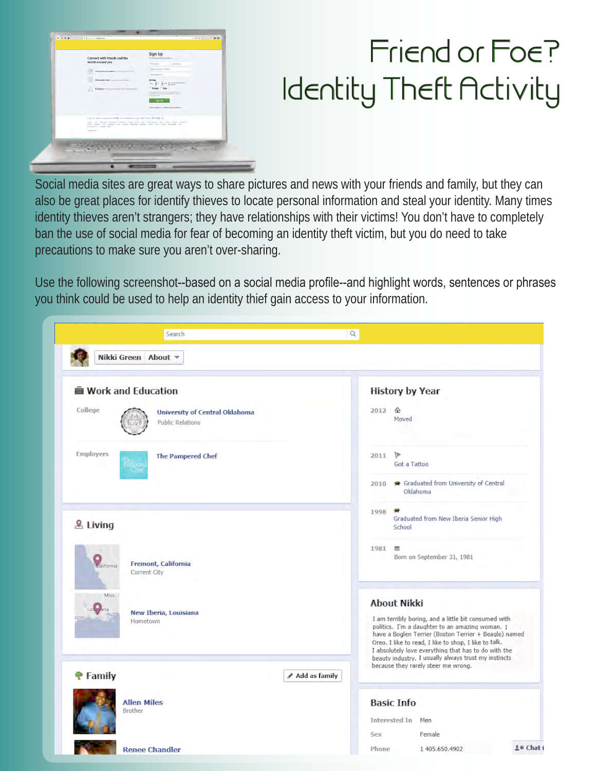# Friend or Foe?
# Identity Theft Activity

Social media sites are great ways to share pictures and news with your friends and family, but they can also be great places for identify thieves to locate personal information and steal your identity. Many times identity thieves aren't strangers; they have relationships with their victims! You don't have to completely ban the use of social media for fear of becoming an identity theft victim, but you do need to take precautions to make sure you aren't over-sharing.

Use the following screenshot--based on a social media profile--and highlight words, sentences or phrases you think could be used to help an identity thief gain access to your information.

Search

Nikki Green | About

## Work and Education

College
University of Central Oklahoma
Public Relations

Employers
The Pampered Chef

## Living

Fremont, California
Current City

New Iberia, Louisiana
Hometown

## Family

Add as family

Allen Miles
Brother

Renee Chandler

## History by Year

2012 Moved

2011 Got a Tattoo

2010 Graduated from University of Central Oklahoma

1998 Graduated from New Iberia Senior High School

1981 Born on September 31, 1981

## About Nikki

I am terribly boring, and a little bit consumed with politics. I'm a daughter to an amazing woman. I have a Boglen Terrier (Boston Terrier + Beagle) named Oreo. I like to read, I like to shop, I like to talk. I absolutely love everything that has to do with the beauty industry. I usually always trust my instincts because they rarely steer me wrong.

## Basic Info

| | |
|---|---|
| Interested In | Men |
| Sex | Female |
| Phone | 1 405.650.4902 |

Chat